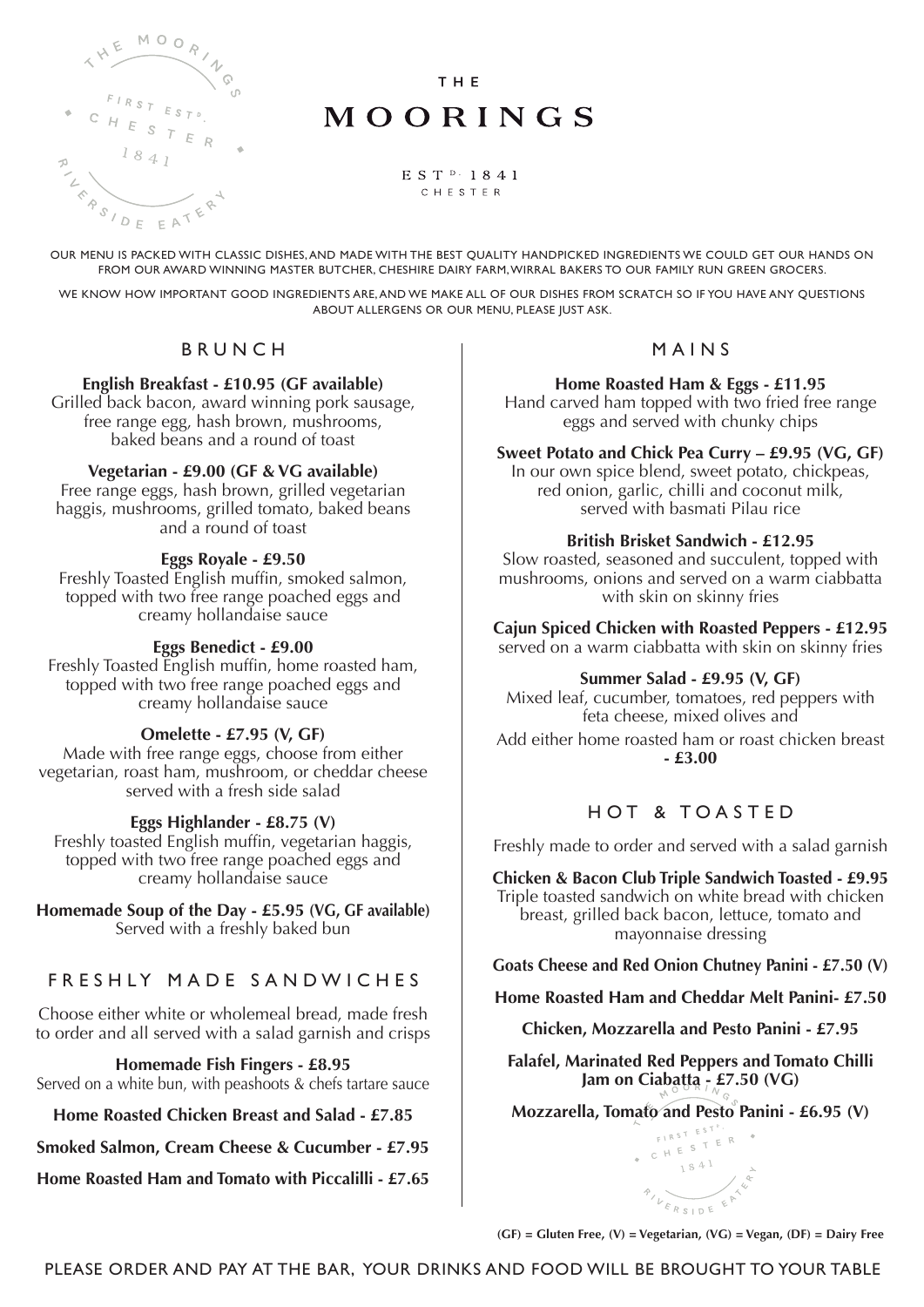# THE MOORINGS

EST^D. 1841
CHESTER

OUR MENU IS PACKED WITH CLASSIC DISHES, AND MADE WITH THE BEST QUALITY HANDPICKED INGREDIENTS WE COULD GET OUR HANDS ON FROM OUR AWARD WINNING MASTER BUTCHER, CHESHIRE DAIRY FARM, WIRRAL BAKERS TO OUR FAMILY RUN GREEN GROCERS.

WE KNOW HOW IMPORTANT GOOD INGREDIENTS ARE, AND WE MAKE ALL OF OUR DISHES FROM SCRATCH SO IF YOU HAVE ANY QUESTIONS ABOUT ALLERGENS OR OUR MENU, PLEASE JUST ASK.

## BRUNCH

**English Breakfast - £10.95 (GF available)**
Grilled back bacon, award winning pork sausage, free range egg, hash brown, mushrooms, baked beans and a round of toast

**Vegetarian - £9.00 (GF & VG available)**
Free range eggs, hash brown, grilled vegetarian haggis, mushrooms, grilled tomato, baked beans and a round of toast

**Eggs Royale - £9.50**
Freshly Toasted English muffin, smoked salmon, topped with two free range poached eggs and creamy hollandaise sauce

**Eggs Benedict - £9.00**
Freshly Toasted English muffin, home roasted ham, topped with two free range poached eggs and creamy hollandaise sauce

**Omelette - £7.95 (V, GF)**
Made with free range eggs, choose from either vegetarian, roast ham, mushroom, or cheddar cheese served with a fresh side salad

**Eggs Highlander - £8.75 (V)**
Freshly toasted English muffin, vegetarian haggis, topped with two free range poached eggs and creamy hollandaise sauce

**Homemade Soup of the Day - £5.95 (VG, GF available)**
Served with a freshly baked bun

## FRESHLY MADE SANDWICHES

Choose either white or wholemeal bread, made fresh to order and all served with a salad garnish and crisps

**Homemade Fish Fingers - £8.95**
Served on a white bun, with peashoots & chefs tartare sauce

**Home Roasted Chicken Breast and Salad - £7.85**

**Smoked Salmon, Cream Cheese & Cucumber - £7.95**

**Home Roasted Ham and Tomato with Piccalilli - £7.65**

## MAINS

**Home Roasted Ham & Eggs - £11.95**
Hand carved ham topped with two fried free range eggs and served with chunky chips

**Sweet Potato and Chick Pea Curry – £9.95 (VG, GF)**
In our own spice blend, sweet potato, chickpeas, red onion, garlic, chilli and coconut milk, served with basmati Pilau rice

**British Brisket Sandwich - £12.95**
Slow roasted, seasoned and succulent, topped with mushrooms, onions and served on a warm ciabbatta with skin on skinny fries

**Cajun Spiced Chicken with Roasted Peppers - £12.95**
served on a warm ciabbatta with skin on skinny fries

**Summer Salad - £9.95 (V, GF)**
Mixed leaf, cucumber, tomatoes, red peppers with feta cheese, mixed olives and

Add either home roasted ham or roast chicken breast **- £3.00**

## HOT & TOASTED

Freshly made to order and served with a salad garnish

**Chicken & Bacon Club Triple Sandwich Toasted - £9.95**
Triple toasted sandwich on white bread with chicken breast, grilled back bacon, lettuce, tomato and mayonnaise dressing

**Goats Cheese and Red Onion Chutney Panini - £7.50 (V)**

**Home Roasted Ham and Cheddar Melt Panini- £7.50**

**Chicken, Mozzarella and Pesto Panini - £7.95**

**Falafel, Marinated Red Peppers and Tomato Chilli Jam on Ciabatta - £7.50 (VG)**

**Mozzarella, Tomato and Pesto Panini - £6.95 (V)**

**(GF) = Gluten Free, (V) = Vegetarian, (VG) = Vegan, (DF) = Dairy Free**

PLEASE ORDER AND PAY AT THE BAR, YOUR DRINKS AND FOOD WILL BE BROUGHT TO YOUR TABLE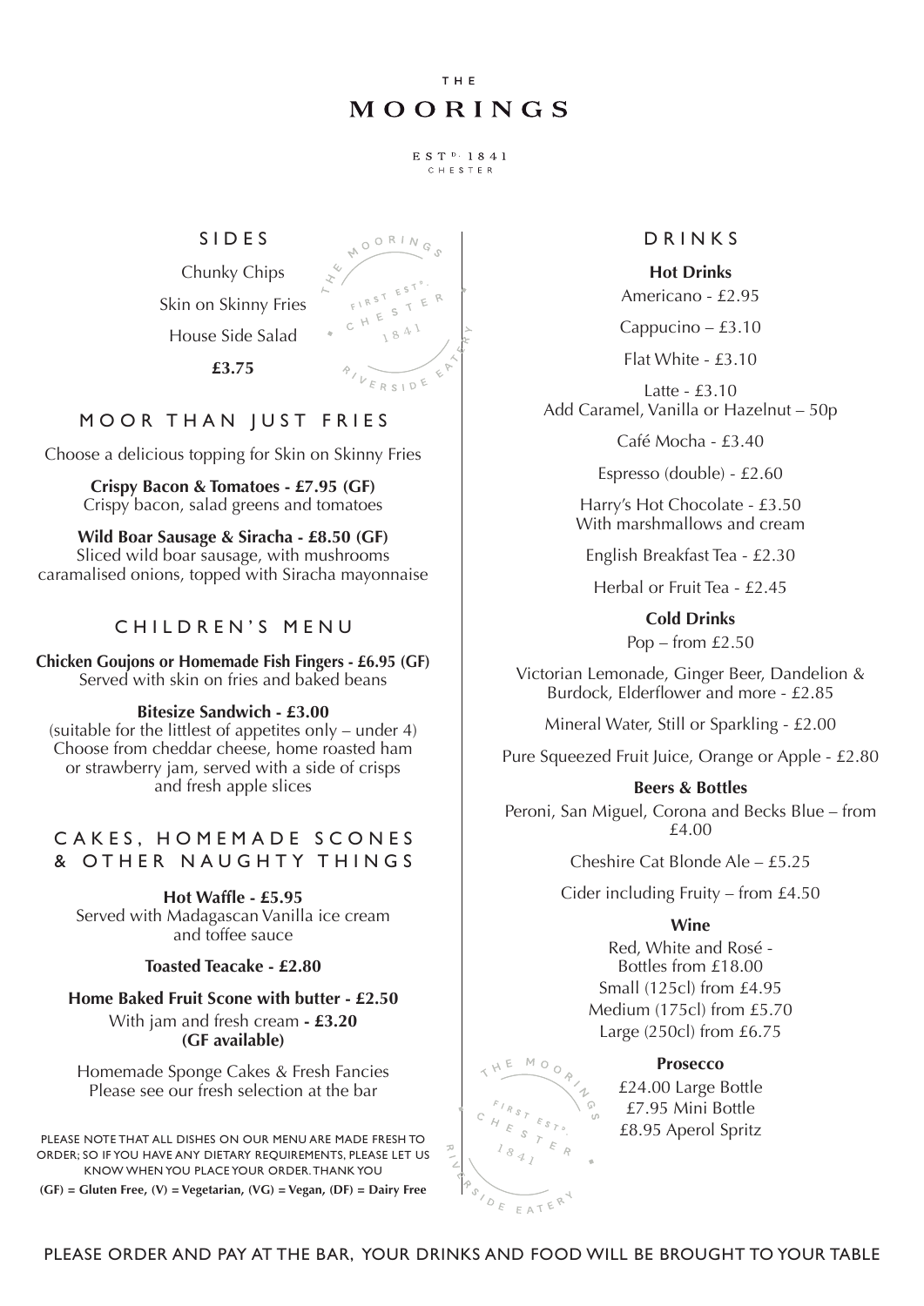THE

# MOORINGS

ESTD. 1841
CHESTER

## SIDES

Chunky Chips

Skin on Skinny Fries

House Side Salad

**£3.75**

## MOOR THAN JUST FRIES

Choose a delicious topping for Skin on Skinny Fries

**Crispy Bacon & Tomatoes - £7.95 (GF)**
Crispy bacon, salad greens and tomatoes

**Wild Boar Sausage & Siracha - £8.50 (GF)**
Sliced wild boar sausage, with mushrooms caramalised onions, topped with Siracha mayonnaise

## CHILDREN'S MENU

**Chicken Goujons or Homemade Fish Fingers - £6.95 (GF)**
Served with skin on fries and baked beans

**Bitesize Sandwich - £3.00**
(suitable for the littlest of appetites only – under 4)
Choose from cheddar cheese, home roasted ham or strawberry jam, served with a side of crisps and fresh apple slices

## CAKES, HOMEMADE SCONES & OTHER NAUGHTY THINGS

**Hot Waffle - £5.95**
Served with Madagascan Vanilla ice cream and toffee sauce

**Toasted Teacake - £2.80**

**Home Baked Fruit Scone with butter - £2.50**
With jam and fresh cream **- £3.20**
**(GF available)**

Homemade Sponge Cakes & Fresh Fancies
Please see our fresh selection at the bar

PLEASE NOTE THAT ALL DISHES ON OUR MENU ARE MADE FRESH TO ORDER; SO IF YOU HAVE ANY DIETARY REQUIREMENTS, PLEASE LET US KNOW WHEN YOU PLACE YOUR ORDER. THANK YOU

**(GF) = Gluten Free, (V) = Vegetarian, (VG) = Vegan, (DF) = Dairy Free**

## DRINKS

**Hot Drinks**

Americano - £2.95

Cappucino – £3.10

Flat White - £3.10

Latte - £3.10
Add Caramel, Vanilla or Hazelnut – 50p

Café Mocha - £3.40

Espresso (double) - £2.60

Harry's Hot Chocolate - £3.50
With marshmallows and cream

English Breakfast Tea - £2.30

Herbal or Fruit Tea - £2.45

**Cold Drinks**

Pop – from £2.50

Victorian Lemonade, Ginger Beer, Dandelion & Burdock, Elderflower and more - £2.85

Mineral Water, Still or Sparkling - £2.00

Pure Squeezed Fruit Juice, Orange or Apple - £2.80

**Beers & Bottles**

Peroni, San Miguel, Corona and Becks Blue – from £4.00

Cheshire Cat Blonde Ale – £5.25

Cider including Fruity – from £4.50

**Wine**

Red, White and Rosé -
Bottles from £18.00
Small (125cl) from £4.95
Medium (175cl) from £5.70
Large (250cl) from £6.75

**Prosecco**

£24.00 Large Bottle
£7.95 Mini Bottle
£8.95 Aperol Spritz

PLEASE ORDER AND PAY AT THE BAR, YOUR DRINKS AND FOOD WILL BE BROUGHT TO YOUR TABLE